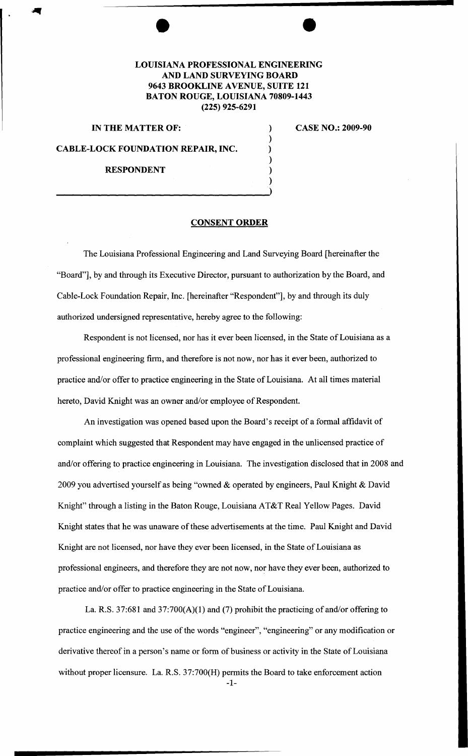**LOUISIANA PROFESSIONAL ENGINEERING AND LAND SURVEYING BOARD**
**9643 BROOKLINE AVENUE, SUITE 121**
**BATON ROUGE, LOUISIANA 70809-1443**
**(225) 925-6291**

**IN THE MATTER OF:**

**CABLE-LOCK FOUNDATION REPAIR, INC.**

**RESPONDENT**

**CASE NO.: 2009-90**

## CONSENT ORDER

The Louisiana Professional Engineering and Land Surveying Board [hereinafter the "Board"], by and through its Executive Director, pursuant to authorization by the Board, and Cable-Lock Foundation Repair, Inc. [hereinafter "Respondent"], by and through its duly authorized undersigned representative, hereby agree to the following:

Respondent is not licensed, nor has it ever been licensed, in the State of Louisiana as a professional engineering firm, and therefore is not now, nor has it ever been, authorized to practice and/or offer to practice engineering in the State of Louisiana. At all times material hereto, David Knight was an owner and/or employee of Respondent.

An investigation was opened based upon the Board's receipt of a formal affidavit of complaint which suggested that Respondent may have engaged in the unlicensed practice of and/or offering to practice engineering in Louisiana. The investigation disclosed that in 2008 and 2009 you advertised yourself as being "owned & operated by engineers, Paul Knight & David Knight" through a listing in the Baton Rouge, Louisiana AT&T Real Yellow Pages. David Knight states that he was unaware of these advertisements at the time. Paul Knight and David Knight are not licensed, nor have they ever been licensed, in the State of Louisiana as professional engineers, and therefore they are not now, nor have they ever been, authorized to practice and/or offer to practice engineering in the State of Louisiana.

La. R.S. 37:681 and 37:700(A)(1) and (7) prohibit the practicing of and/or offering to practice engineering and the use of the words "engineer", "engineering" or any modification or derivative thereof in a person's name or form of business or activity in the State of Louisiana without proper licensure. La. R.S. 37:700(H) permits the Board to take enforcement action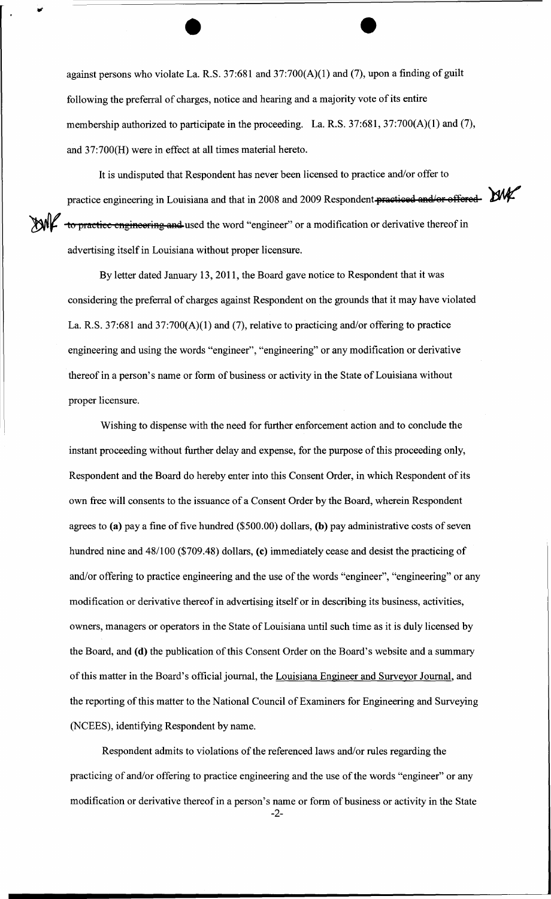against persons who violate La. R.S. 37:681 and 37:700(A)(1) and (7), upon a finding of guilt following the preferral of charges, notice and hearing and a majority vote of its entire membership authorized to participate in the proceeding. La. R.S. 37:681, 37:700(A)(1) and (7), and 37:700(H) were in effect at all times material hereto.

It is undisputed that Respondent has never been licensed to practice and/or offer to practice engineering in Louisiana and that in 2008 and 2009 Respondent ~~practiced and/or offered to practice engineering and~~ used the word "engineer" or a modification or derivative thereof in advertising itself in Louisiana without proper licensure.

By letter dated January 13, 2011, the Board gave notice to Respondent that it was considering the preferral of charges against Respondent on the grounds that it may have violated La. R.S. 37:681 and 37:700(A)(1) and (7), relative to practicing and/or offering to practice engineering and using the words "engineer", "engineering" or any modification or derivative thereof in a person's name or form of business or activity in the State of Louisiana without proper licensure.

Wishing to dispense with the need for further enforcement action and to conclude the instant proceeding without further delay and expense, for the purpose of this proceeding only, Respondent and the Board do hereby enter into this Consent Order, in which Respondent of its own free will consents to the issuance of a Consent Order by the Board, wherein Respondent agrees to **(a)** pay a fine of five hundred ($500.00) dollars, **(b)** pay administrative costs of seven hundred nine and 48/100 ($709.48) dollars, **(c)** immediately cease and desist the practicing of and/or offering to practice engineering and the use of the words "engineer", "engineering" or any modification or derivative thereof in advertising itself or in describing its business, activities, owners, managers or operators in the State of Louisiana until such time as it is duly licensed by the Board, and **(d)** the publication of this Consent Order on the Board's website and a summary of this matter in the Board's official journal, the Louisiana Engineer and Surveyor Journal, and the reporting of this matter to the National Council of Examiners for Engineering and Surveying (NCEES), identifying Respondent by name.

Respondent admits to violations of the referenced laws and/or rules regarding the practicing of and/or offering to practice engineering and the use of the words "engineer" or any modification or derivative thereof in a person's name or form of business or activity in the State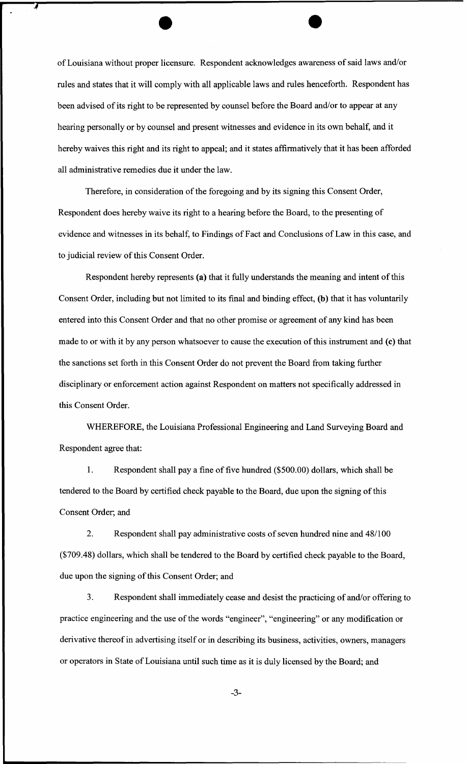of Louisiana without proper licensure. Respondent acknowledges awareness of said laws and/or rules and states that it will comply with all applicable laws and rules henceforth. Respondent has been advised of its right to be represented by counsel before the Board and/or to appear at any hearing personally or by counsel and present witnesses and evidence in its own behalf, and it hereby waives this right and its right to appeal; and it states affirmatively that it has been afforded all administrative remedies due it under the law.

Therefore, in consideration of the foregoing and by its signing this Consent Order, Respondent does hereby waive its right to a hearing before the Board, to the presenting of evidence and witnesses in its behalf, to Findings of Fact and Conclusions of Law in this case, and to judicial review of this Consent Order.

Respondent hereby represents **(a)** that it fully understands the meaning and intent of this Consent Order, including but not limited to its final and binding effect, **(b)** that it has voluntarily entered into this Consent Order and that no other promise or agreement of any kind has been made to or with it by any person whatsoever to cause the execution of this instrument and **(c)** that the sanctions set forth in this Consent Order do not prevent the Board from taking further disciplinary or enforcement action against Respondent on matters not specifically addressed in this Consent Order.

WHEREFORE, the Louisiana Professional Engineering and Land Surveying Board and Respondent agree that:

1. Respondent shall pay a fine of five hundred ($500.00) dollars, which shall be tendered to the Board by certified check payable to the Board, due upon the signing of this Consent Order; and

2. Respondent shall pay administrative costs of seven hundred nine and 48/100 ($709.48) dollars, which shall be tendered to the Board by certified check payable to the Board, due upon the signing of this Consent Order; and

3. Respondent shall immediately cease and desist the practicing of and/or offering to practice engineering and the use of the words "engineer", "engineering" or any modification or derivative thereof in advertising itself or in describing its business, activities, owners, managers or operators in State of Louisiana until such time as it is duly licensed by the Board; and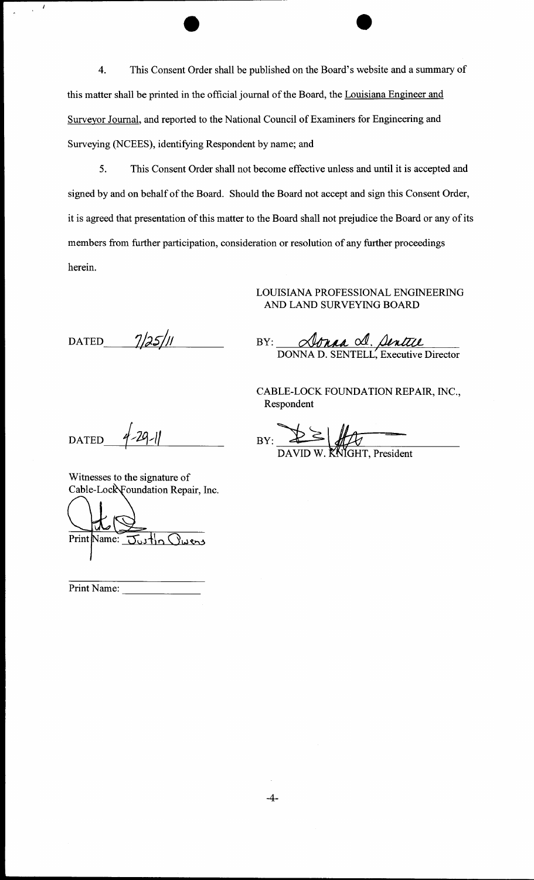4. This Consent Order shall be published on the Board's website and a summary of this matter shall be printed in the official journal of the Board, the Louisiana Engineer and Surveyor Journal, and reported to the National Council of Examiners for Engineering and Surveying (NCEES), identifying Respondent by name; and

5. This Consent Order shall not become effective unless and until it is accepted and signed by and on behalf of the Board. Should the Board not accept and sign this Consent Order, it is agreed that presentation of this matter to the Board shall not prejudice the Board or any of its members from further participation, consideration or resolution of any further proceedings herein.

LOUISIANA PROFESSIONAL ENGINEERING AND LAND SURVEYING BOARD

DATED 7/25/11

BY: Donna D. Sentell
DONNA D. SENTELL, Executive Director

CABLE-LOCK FOUNDATION REPAIR, INC., Respondent

DATED 4-29-11

BY: 
DAVID W. KNIGHT, President

Witnesses to the signature of Cable-Lock Foundation Repair, Inc.

Print Name: Justin Owens

Print Name: